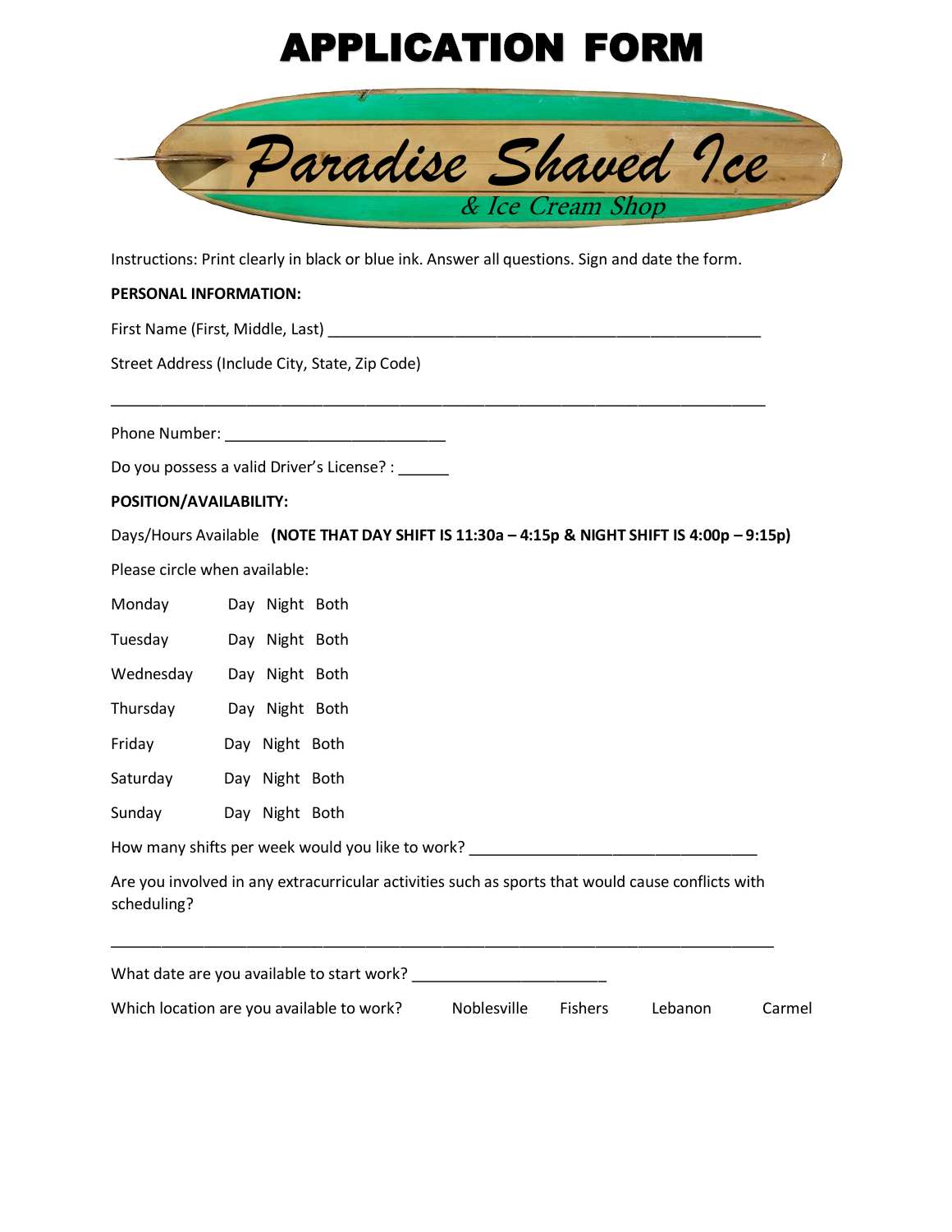# APPLICATION FORM

## Paradise Shaved Ice

*& Ice Cream Shop*

Instructions: Print clearly in black or blue ink. Answer all questions. Sign and date the form.

**PERSONAL INFORMATION:**

First Name (First, Middle, Last) ___________________________________________________

Street Address (Include City, State, Zip Code)

______________________________________________________________________________

Phone Number: __________________________

Do you possess a valid Driver's License? : ______

**POSITION/AVAILABILITY:**

Days/Hours Available **(NOTE THAT DAY SHIFT IS 11:30a – 4:15p & NIGHT SHIFT IS 4:00p – 9:15p)**

Please circle when available:

| | | | |
|---|---|---|---|
| Monday | Day | Night | Both |
| Tuesday | Day | Night | Both |
| Wednesday | Day | Night | Both |
| Thursday | Day | Night | Both |
| Friday | Day | Night | Both |
| Saturday | Day | Night | Both |
| Sunday | Day | Night | Both |

How many shifts per week would you like to work? _________________________________

Are you involved in any extracurricular activities such as sports that would cause conflicts with scheduling?

______________________________________________________________________________

What date are you available to start work? ______________________

Which location are you available to work? Noblesville Fishers Lebanon Carmel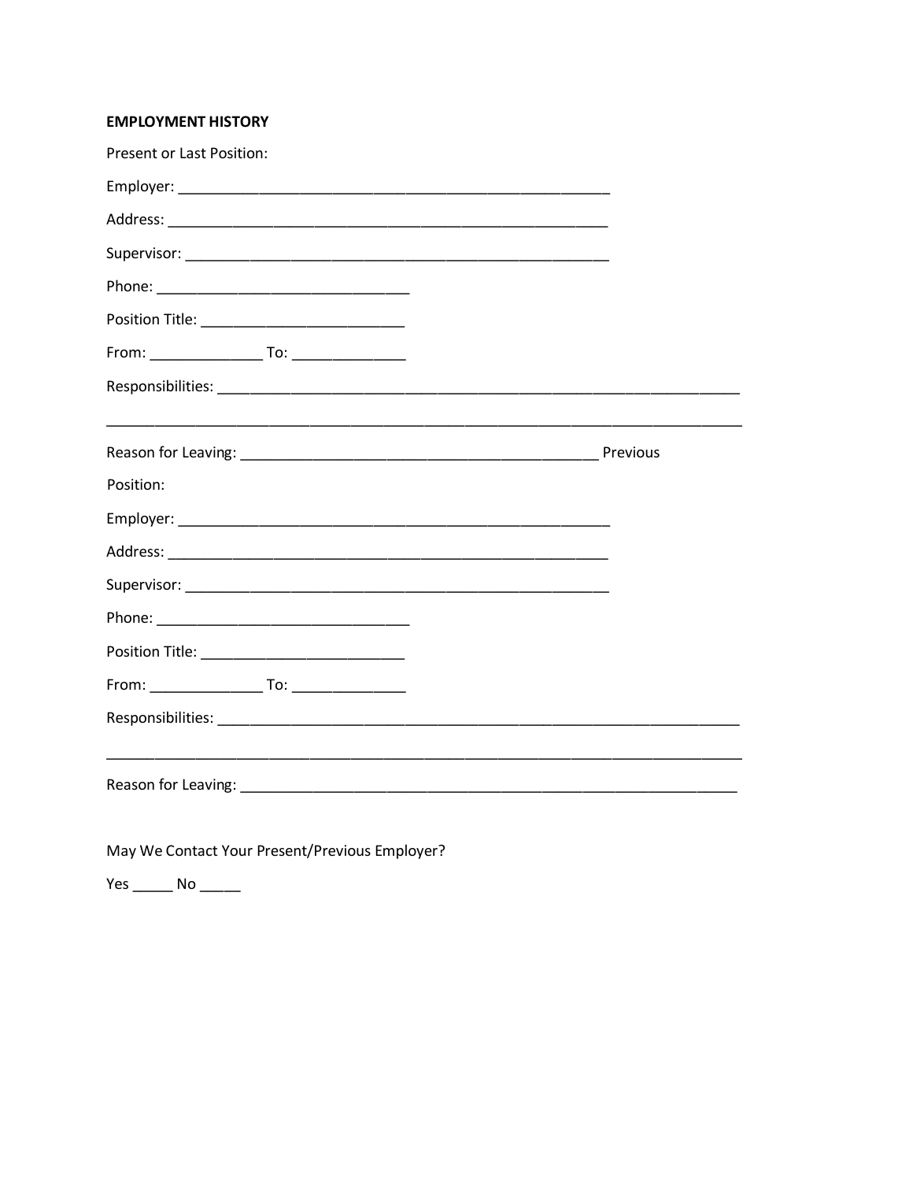**EMPLOYMENT HISTORY**

Present or Last Position:

Employer: ___________________________________________________

Address: ____________________________________________________

Supervisor: __________________________________________________

Phone: ______________________________

Position Title: _______________________

From: _____________ To: _____________

Responsibilities: _______________________________________________________________

_____________________________________________________________________________

Reason for Leaving: __________________________________________ Previous

Position:

Employer: ___________________________________________________

Address: ____________________________________________________

Supervisor: __________________________________________________

Phone: ______________________________

Position Title: _______________________

From: _____________ To: _____________

Responsibilities: _______________________________________________________________

_____________________________________________________________________________

Reason for Leaving: ___________________________________________________________

May We Contact Your Present/Previous Employer?

Yes _____ No _____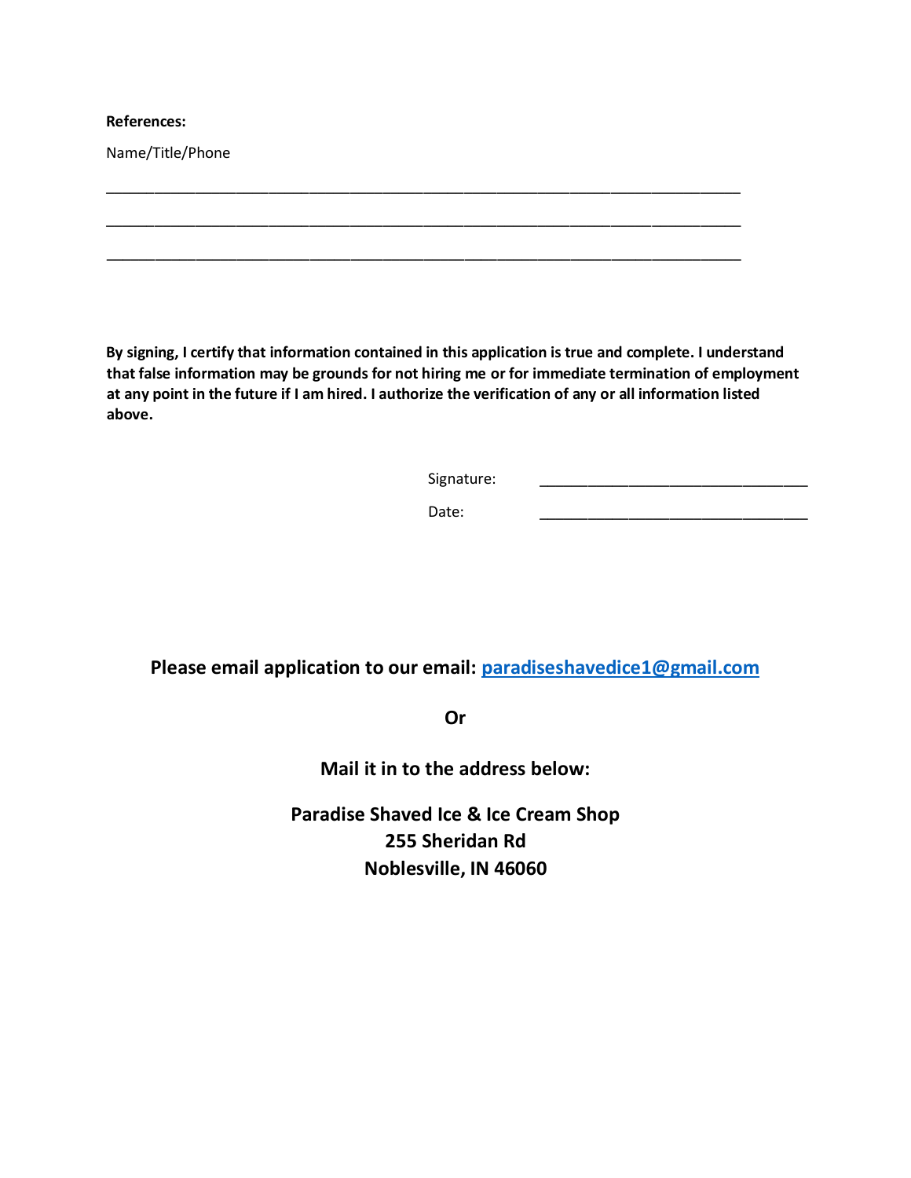**References:**

Name/Title/Phone

\_\_\_\_\_\_\_\_\_\_\_\_\_\_\_\_\_\_\_\_\_\_\_\_\_\_\_\_\_\_\_\_\_\_\_\_\_\_\_\_\_\_\_\_\_\_\_\_\_\_\_\_\_\_\_\_\_\_\_\_\_\_\_\_\_\_\_\_\_\_\_\_\_\_\_\_

\_\_\_\_\_\_\_\_\_\_\_\_\_\_\_\_\_\_\_\_\_\_\_\_\_\_\_\_\_\_\_\_\_\_\_\_\_\_\_\_\_\_\_\_\_\_\_\_\_\_\_\_\_\_\_\_\_\_\_\_\_\_\_\_\_\_\_\_\_\_\_\_\_\_\_\_

\_\_\_\_\_\_\_\_\_\_\_\_\_\_\_\_\_\_\_\_\_\_\_\_\_\_\_\_\_\_\_\_\_\_\_\_\_\_\_\_\_\_\_\_\_\_\_\_\_\_\_\_\_\_\_\_\_\_\_\_\_\_\_\_\_\_\_\_\_\_\_\_\_\_\_\_

**By signing, I certify that information contained in this application is true and complete. I understand that false information may be grounds for not hiring me or for immediate termination of employment at any point in the future if I am hired. I authorize the verification of any or all information listed above.**

Signature: \_\_\_\_\_\_\_\_\_\_\_\_\_\_\_\_\_\_\_\_\_\_\_\_\_\_\_\_\_\_\_\_

Date: \_\_\_\_\_\_\_\_\_\_\_\_\_\_\_\_\_\_\_\_\_\_\_\_\_\_\_\_\_\_\_\_

**Please email application to our email: paradiseshavedice1@gmail.com**

**Or**

**Mail it in to the address below:**

**Paradise Shaved Ice & Ice Cream Shop**
**255 Sheridan Rd**
**Noblesville, IN 46060**